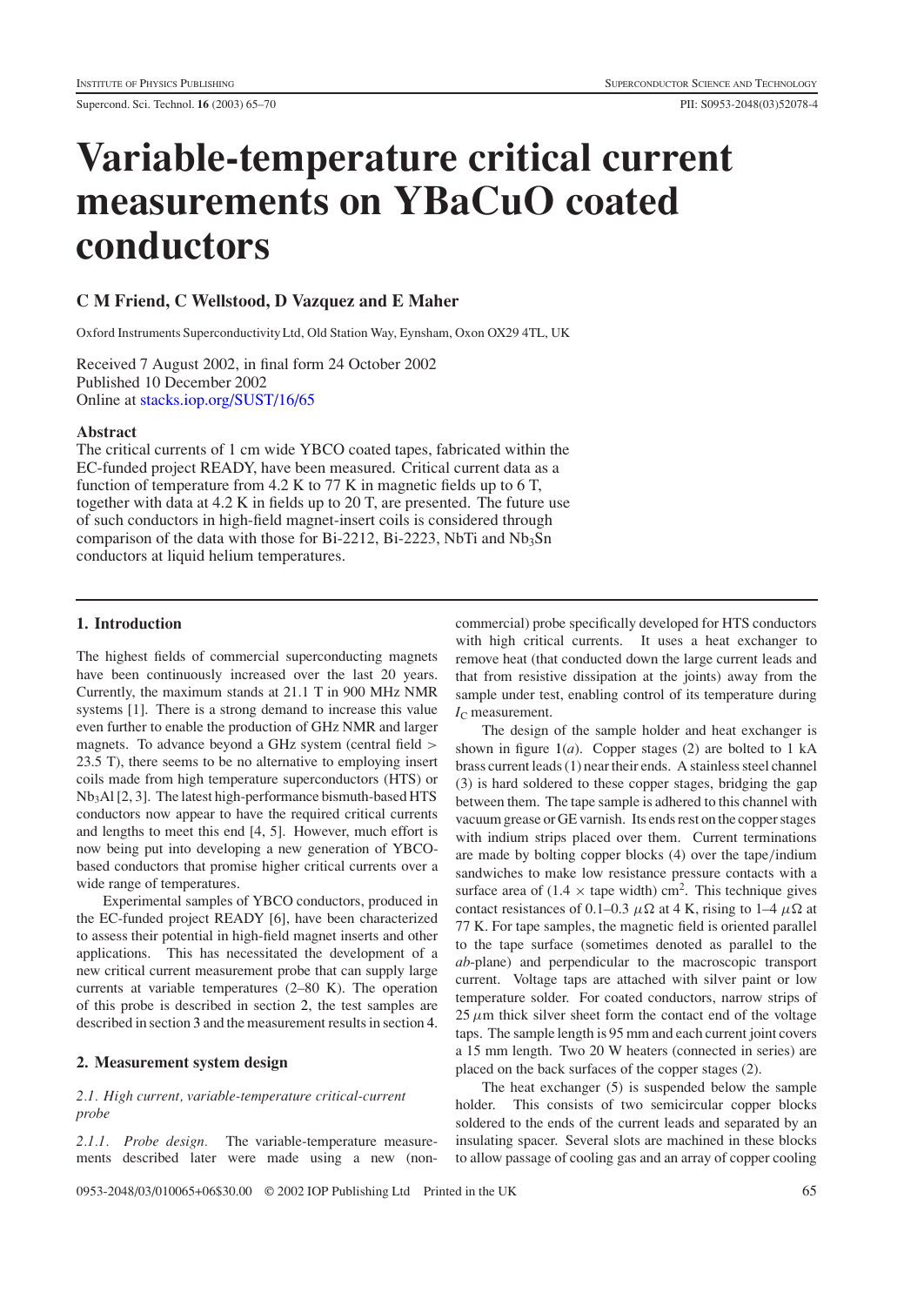# Variable-temperature critical current measurements on YBaCuO coated conductors

**C M Friend, C Wellstood, D Vazquez and E Maher**

Oxford Instruments Superconductivity Ltd, Old Station Way, Eynsham, Oxon OX29 4TL, UK

Received 7 August 2002, in final form 24 October 2002
Published 10 December 2002
Online at stacks.iop.org/SUST/16/65

## Abstract

The critical currents of 1 cm wide YBCO coated tapes, fabricated within the EC-funded project READY, have been measured. Critical current data as a function of temperature from 4.2 K to 77 K in magnetic fields up to 6 T, together with data at 4.2 K in fields up to 20 T, are presented. The future use of such conductors in high-field magnet-insert coils is considered through comparison of the data with those for Bi-2212, Bi-2223, NbTi and $Nb_3Sn$ conductors at liquid helium temperatures.

## 1. Introduction

The highest fields of commercial superconducting magnets have been continuously increased over the last 20 years. Currently, the maximum stands at 21.1 T in 900 MHz NMR systems [1]. There is a strong demand to increase this value even further to enable the production of GHz NMR and larger magnets. To advance beyond a GHz system (central field > 23.5 T), there seems to be no alternative to employing insert coils made from high temperature superconductors (HTS) or $Nb_3Al$ [2, 3]. The latest high-performance bismuth-based HTS conductors now appear to have the required critical currents and lengths to meet this end [4, 5]. However, much effort is now being put into developing a new generation of YBCO-based conductors that promise higher critical currents over a wide range of temperatures.

Experimental samples of YBCO conductors, produced in the EC-funded project READY [6], have been characterized to assess their potential in high-field magnet inserts and other applications. This has necessitated the development of a new critical current measurement probe that can supply large currents at variable temperatures (2–80 K). The operation of this probe is described in section 2, the test samples are described in section 3 and the measurement results in section 4.

## 2. Measurement system design

### 2.1. High current, variable-temperature critical-current probe

*2.1.1. Probe design.* The variable-temperature measurements described later were made using a new (non-commercial) probe specifically developed for HTS conductors with high critical currents. It uses a heat exchanger to remove heat (that conducted down the large current leads and that from resistive dissipation at the joints) away from the sample under test, enabling control of its temperature during $I_C$ measurement.

The design of the sample holder and heat exchanger is shown in figure 1(*a*). Copper stages (2) are bolted to 1 kA brass current leads (1) near their ends. A stainless steel channel (3) is hard soldered to these copper stages, bridging the gap between them. The tape sample is adhered to this channel with vacuum grease or GE varnish. Its ends rest on the copper stages with indium strips placed over them. Current terminations are made by bolting copper blocks (4) over the tape/indium sandwiches to make low resistance pressure contacts with a surface area of (1.4 × tape width) cm$^2$. This technique gives contact resistances of 0.1–0.3 $\mu\Omega$ at 4 K, rising to 1–4 $\mu\Omega$ at 77 K. For tape samples, the magnetic field is oriented parallel to the tape surface (sometimes denoted as parallel to the *ab*-plane) and perpendicular to the macroscopic transport current. Voltage taps are attached with silver paint or low temperature solder. For coated conductors, narrow strips of 25 $\mu$m thick silver sheet form the contact end of the voltage taps. The sample length is 95 mm and each current joint covers a 15 mm length. Two 20 W heaters (connected in series) are placed on the back surfaces of the copper stages (2).

The heat exchanger (5) is suspended below the sample holder. This consists of two semicircular copper blocks soldered to the ends of the current leads and separated by an insulating spacer. Several slots are machined in these blocks to allow passage of cooling gas and an array of copper cooling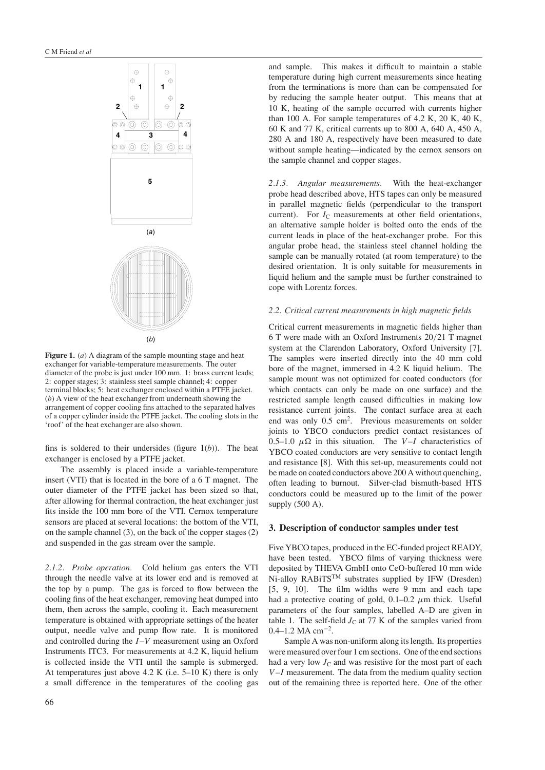(*a*)

(*b*)

**Figure 1.** (*a*) A diagram of the sample mounting stage and heat exchanger for variable-temperature measurements. The outer diameter of the probe is just under 100 mm. 1: brass current leads; 2: copper stages; 3: stainless steel sample channel; 4: copper terminal blocks; 5: heat exchanger enclosed within a PTFE jacket. (*b*) A view of the heat exchanger from underneath showing the arrangement of copper cooling fins attached to the separated halves of a copper cylinder inside the PTFE jacket. The cooling slots in the 'roof' of the heat exchanger are also shown.

fins is soldered to their undersides (figure 1(*b*)). The heat exchanger is enclosed by a PTFE jacket.

The assembly is placed inside a variable-temperature insert (VTI) that is located in the bore of a 6 T magnet. The outer diameter of the PTFE jacket has been sized so that, after allowing for thermal contraction, the heat exchanger just fits inside the 100 mm bore of the VTI. Cernox temperature sensors are placed at several locations: the bottom of the VTI, on the sample channel (3), on the back of the copper stages (2) and suspended in the gas stream over the sample.

*2.1.2. Probe operation.* Cold helium gas enters the VTI through the needle valve at its lower end and is removed at the top by a pump. The gas is forced to flow between the cooling fins of the heat exchanger, removing heat dumped into them, then across the sample, cooling it. Each measurement temperature is obtained with appropriate settings of the heater output, needle valve and pump flow rate. It is monitored and controlled during the $I$–$V$ measurement using an Oxford Instruments ITC3. For measurements at 4.2 K, liquid helium is collected inside the VTI until the sample is submerged. At temperatures just above 4.2 K (i.e. 5–10 K) there is only a small difference in the temperatures of the cooling gas and sample. This makes it difficult to maintain a stable temperature during high current measurements since heating from the terminations is more than can be compensated for by reducing the sample heater output. This means that at 10 K, heating of the sample occurred with currents higher than 100 A. For sample temperatures of 4.2 K, 20 K, 40 K, 60 K and 77 K, critical currents up to 800 A, 640 A, 450 A, 280 A and 180 A, respectively have been measured to date without sample heating—indicated by the cernox sensors on the sample channel and copper stages.

*2.1.3. Angular measurements.* With the heat-exchanger probe head described above, HTS tapes can only be measured in parallel magnetic fields (perpendicular to the transport current). For $I_C$ measurements at other field orientations, an alternative sample holder is bolted onto the ends of the current leads in place of the heat-exchanger probe. For this angular probe head, the stainless steel channel holding the sample can be manually rotated (at room temperature) to the desired orientation. It is only suitable for measurements in liquid helium and the sample must be further constrained to cope with Lorentz forces.

### *2.2. Critical current measurements in high magnetic fields*

Critical current measurements in magnetic fields higher than 6 T were made with an Oxford Instruments 20/21 T magnet system at the Clarendon Laboratory, Oxford University [7]. The samples were inserted directly into the 40 mm cold bore of the magnet, immersed in 4.2 K liquid helium. The sample mount was not optimized for coated conductors (for which contacts can only be made on one surface) and the restricted sample length caused difficulties in making low resistance current joints. The contact surface area at each end was only 0.5 cm$^2$. Previous measurements on solder joints to YBCO conductors predict contact resistances of 0.5–1.0 $\mu\Omega$ in this situation. The $V$–$I$ characteristics of YBCO coated conductors are very sensitive to contact length and resistance [8]. With this set-up, measurements could not be made on coated conductors above 200 A without quenching, often leading to burnout. Silver-clad bismuth-based HTS conductors could be measured up to the limit of the power supply (500 A).

## 3. Description of conductor samples under test

Five YBCO tapes, produced in the EC-funded project READY, have been tested. YBCO films of varying thickness were deposited by THEVA GmbH onto CeO-buffered 10 mm wide Ni-alloy RABiTS$^{TM}$ substrates supplied by IFW (Dresden) [5, 9, 10]. The film widths were 9 mm and each tape had a protective coating of gold, 0.1–0.2 $\mu$m thick. Useful parameters of the four samples, labelled A–D are given in table 1. The self-field $J_C$ at 77 K of the samples varied from 0.4–1.2 MA cm$^{-2}$.

Sample A was non-uniform along its length. Its properties were measured over four 1 cm sections. One of the end sections had a very low $J_C$ and was resistive for the most part of each $V$–$I$ measurement. The data from the medium quality section out of the remaining three is reported here. One of the other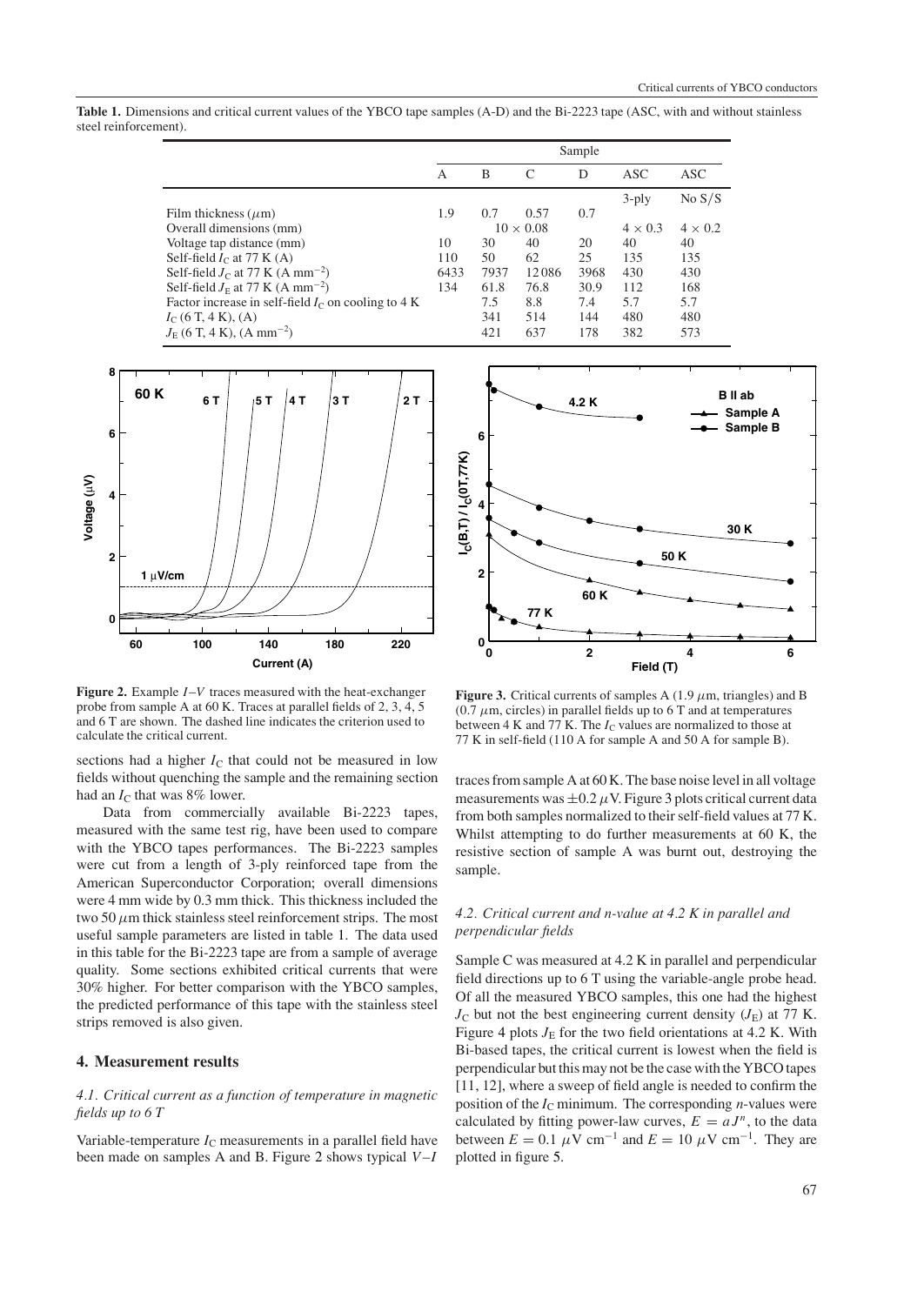**Table 1.** Dimensions and critical current values of the YBCO tape samples (A-D) and the Bi-2223 tape (ASC, with and without stainless steel reinforcement).

| | Sample | | | | | |
|---|---|---|---|---|---|---|
| | A | B | C | D | ASC | ASC |
| | | | | | 3-ply | No S/S |
| Film thickness ($\mu$m) | 1.9 | 0.7 | 0.57 | 0.7 | | |
| Overall dimensions (mm) | | $10 \times 0.08$ | | | $4 \times 0.3$ | $4 \times 0.2$ |
| Voltage tap distance (mm) | 10 | 30 | 40 | 20 | 40 | 40 |
| Self-field $I_C$ at 77 K (A) | 110 | 50 | 62 | 25 | 135 | 135 |
| Self-field $J_C$ at 77 K (A mm$^{-2}$) | 6433 | 7937 | 12086 | 3968 | 430 | 430 |
| Self-field $J_E$ at 77 K (A mm$^{-2}$) | 134 | 61.8 | 76.8 | 30.9 | 112 | 168 |
| Factor increase in self-field $I_C$ on cooling to 4 K | | 7.5 | 8.8 | 7.4 | 5.7 | 5.7 |
| $I_C$ (6 T, 4 K), (A) | | 341 | 514 | 144 | 480 | 480 |
| $J_E$ (6 T, 4 K), (A mm$^{-2}$) | | 421 | 637 | 178 | 382 | 573 |

**Figure 2.** Example $I$–$V$ traces measured with the heat-exchanger probe from sample A at 60 K. Traces at parallel fields of 2, 3, 4, 5 and 6 T are shown. The dashed line indicates the criterion used to calculate the critical current.

**Figure 3.** Critical currents of samples A (1.9 $\mu$m, triangles) and B (0.7 $\mu$m, circles) in parallel fields up to 6 T and at temperatures between 4 K and 77 K. The $I_C$ values are normalized to those at 77 K in self-field (110 A for sample A and 50 A for sample B).

sections had a higher $I_C$ that could not be measured in low fields without quenching the sample and the remaining section had an $I_C$ that was 8% lower.

Data from commercially available Bi-2223 tapes, measured with the same test rig, have been used to compare with the YBCO tapes performances. The Bi-2223 samples were cut from a length of 3-ply reinforced tape from the American Superconductor Corporation; overall dimensions were 4 mm wide by 0.3 mm thick. This thickness included the two 50 $\mu$m thick stainless steel reinforcement strips. The most useful sample parameters are listed in table 1. The data used in this table for the Bi-2223 tape are from a sample of average quality. Some sections exhibited critical currents that were 30% higher. For better comparison with the YBCO samples, the predicted performance of this tape with the stainless steel strips removed is also given.

## 4. Measurement results

### *4.1. Critical current as a function of temperature in magnetic fields up to 6 T*

Variable-temperature $I_C$ measurements in a parallel field have been made on samples A and B. Figure 2 shows typical $V$–$I$ traces from sample A at 60 K. The base noise level in all voltage measurements was $\pm 0.2\ \mu$V. Figure 3 plots critical current data from both samples normalized to their self-field values at 77 K. Whilst attempting to do further measurements at 60 K, the resistive section of sample A was burnt out, destroying the sample.

### *4.2. Critical current and n-value at 4.2 K in parallel and perpendicular fields*

Sample C was measured at 4.2 K in parallel and perpendicular field directions up to 6 T using the variable-angle probe head. Of all the measured YBCO samples, this one had the highest $J_C$ but not the best engineering current density ($J_E$) at 77 K. Figure 4 plots $J_E$ for the two field orientations at 4.2 K. With Bi-based tapes, the critical current is lowest when the field is perpendicular but this may not be the case with the YBCO tapes [11, 12], where a sweep of field angle is needed to confirm the position of the $I_C$ minimum. The corresponding $n$-values were calculated by fitting power-law curves, $E = aJ^n$, to the data between $E = 0.1\ \mu$V cm$^{-1}$ and $E = 10\ \mu$V cm$^{-1}$. They are plotted in figure 5.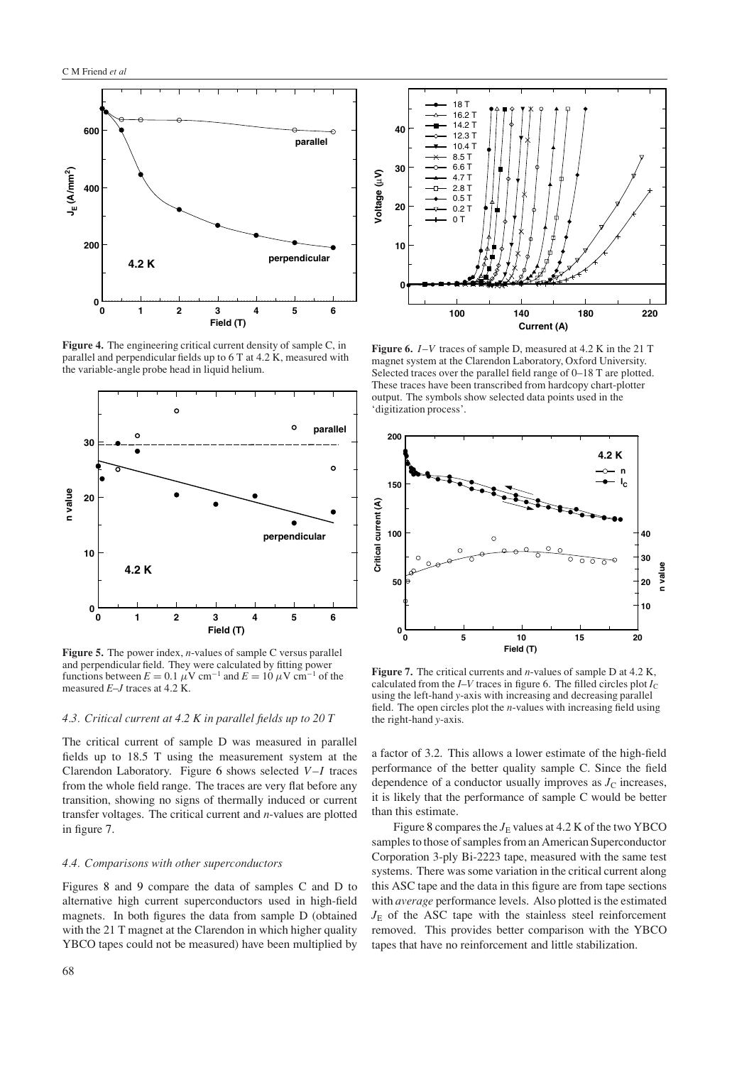**Figure 4.** The engineering critical current density of sample C, in parallel and perpendicular fields up to 6 T at 4.2 K, measured with the variable-angle probe head in liquid helium.

**Figure 5.** The power index, *n*-values of sample C versus parallel and perpendicular field. They were calculated by fitting power functions between $E = 0.1\ \mu\text{V cm}^{-1}$ and $E = 10\ \mu\text{V cm}^{-1}$ of the measured $E$–$J$ traces at 4.2 K.

**Figure 6.** $I$–$V$ traces of sample D, measured at 4.2 K in the 21 T magnet system at the Clarendon Laboratory, Oxford University. Selected traces over the parallel field range of 0–18 T are plotted. These traces have been transcribed from hardcopy chart-plotter output. The symbols show selected data points used in the 'digitization process'.

**Figure 7.** The critical currents and *n*-values of sample D at 4.2 K, calculated from the $I$–$V$ traces in figure 6. The filled circles plot $I_C$ using the left-hand *y*-axis with increasing and decreasing parallel field. The open circles plot the *n*-values with increasing field using the right-hand *y*-axis.

### 4.3. Critical current at 4.2 K in parallel fields up to 20 T

The critical current of sample D was measured in parallel fields up to 18.5 T using the measurement system at the Clarendon Laboratory. Figure 6 shows selected $V$–$I$ traces from the whole field range. The traces are very flat before any transition, showing no signs of thermally induced or current transfer voltages. The critical current and *n*-values are plotted in figure 7.

### 4.4. Comparisons with other superconductors

Figures 8 and 9 compare the data of samples C and D to alternative high current superconductors used in high-field magnets. In both figures the data from sample D (obtained with the 21 T magnet at the Clarendon in which higher quality YBCO tapes could not be measured) have been multiplied by a factor of 3.2. This allows a lower estimate of the high-field performance of the better quality sample C. Since the field dependence of a conductor usually improves as $J_C$ increases, it is likely that the performance of sample C would be better than this estimate.

Figure 8 compares the $J_E$ values at 4.2 K of the two YBCO samples to those of samples from an American Superconductor Corporation 3-ply Bi-2223 tape, measured with the same test systems. There was some variation in the critical current along this ASC tape and the data in this figure are from tape sections with *average* performance levels. Also plotted is the estimated $J_E$ of the ASC tape with the stainless steel reinforcement removed. This provides better comparison with the YBCO tapes that have no reinforcement and little stabilization.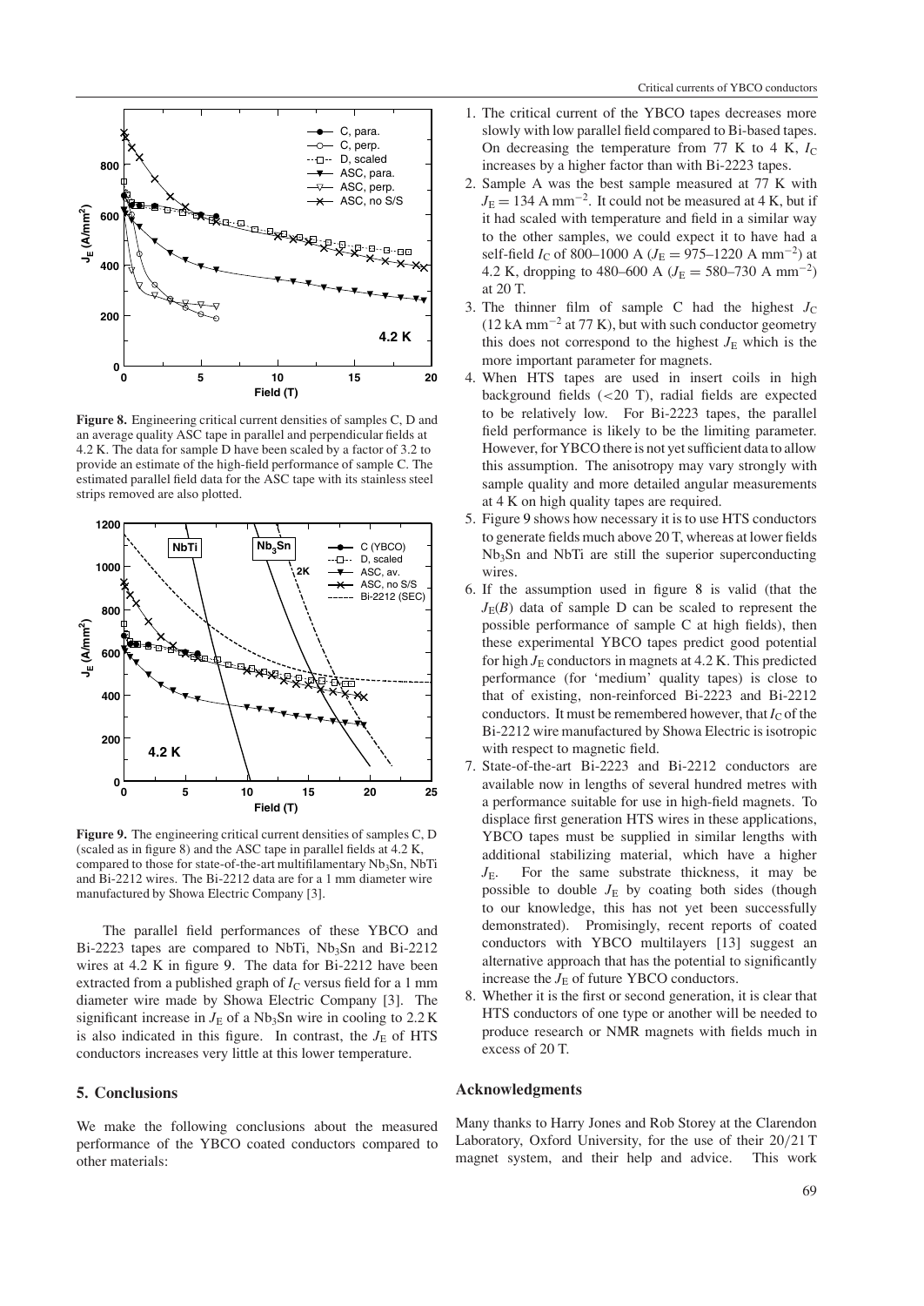**Figure 8.** Engineering critical current densities of samples C, D and an average quality ASC tape in parallel and perpendicular fields at 4.2 K. The data for sample D have been scaled by a factor of 3.2 to provide an estimate of the high-field performance of sample C. The estimated parallel field data for the ASC tape with its stainless steel strips removed are also plotted.

**Figure 9.** The engineering critical current densities of samples C, D (scaled as in figure 8) and the ASC tape in parallel fields at 4.2 K, compared to those for state-of-the-art multifilamentary $Nb_3Sn$, NbTi and Bi-2212 wires. The Bi-2212 data are for a 1 mm diameter wire manufactured by Showa Electric Company [3].

The parallel field performances of these YBCO and Bi-2223 tapes are compared to NbTi, $Nb_3Sn$ and Bi-2212 wires at 4.2 K in figure 9. The data for Bi-2212 have been extracted from a published graph of $I_C$ versus field for a 1 mm diameter wire made by Showa Electric Company [3]. The significant increase in $J_E$ of a $Nb_3Sn$ wire in cooling to 2.2 K is also indicated in this figure. In contrast, the $J_E$ of HTS conductors increases very little at this lower temperature.

## 5. Conclusions

We make the following conclusions about the measured performance of the YBCO coated conductors compared to other materials:

1. The critical current of the YBCO tapes decreases more slowly with low parallel field compared to Bi-based tapes. On decreasing the temperature from 77 K to 4 K, $I_C$ increases by a higher factor than with Bi-2223 tapes.
2. Sample A was the best sample measured at 77 K with $J_E = 134$ A mm$^{-2}$. It could not be measured at 4 K, but if it had scaled with temperature and field in a similar way to the other samples, we could expect it to have had a self-field $I_C$ of 800–1000 A ($J_E = 975$–$1220$ A mm$^{-2}$) at 4.2 K, dropping to 480–600 A ($J_E = 580$–$730$ A mm$^{-2}$) at 20 T.
3. The thinner film of sample C had the highest $J_C$ (12 kA mm$^{-2}$ at 77 K), but with such conductor geometry this does not correspond to the highest $J_E$ which is the more important parameter for magnets.
4. When HTS tapes are used in insert coils in high background fields (<20 T), radial fields are expected to be relatively low. For Bi-2223 tapes, the parallel field performance is likely to be the limiting parameter. However, for YBCO there is not yet sufficient data to allow this assumption. The anisotropy may vary strongly with sample quality and more detailed angular measurements at 4 K on high quality tapes are required.
5. Figure 9 shows how necessary it is to use HTS conductors to generate fields much above 20 T, whereas at lower fields $Nb_3Sn$ and NbTi are still the superior superconducting wires.
6. If the assumption used in figure 8 is valid (that the $J_E(B)$ data of sample D can be scaled to represent the possible performance of sample C at high fields), then these experimental YBCO tapes predict good potential for high $J_E$ conductors in magnets at 4.2 K. This predicted performance (for 'medium' quality tapes) is close to that of existing, non-reinforced Bi-2223 and Bi-2212 conductors. It must be remembered however, that $I_C$ of the Bi-2212 wire manufactured by Showa Electric is isotropic with respect to magnetic field.
7. State-of-the-art Bi-2223 and Bi-2212 conductors are available now in lengths of several hundred metres with a performance suitable for use in high-field magnets. To displace first generation HTS wires in these applications, YBCO tapes must be supplied in similar lengths with additional stabilizing material, which have a higher $J_E$. For the same substrate thickness, it may be possible to double $J_E$ by coating both sides (though to our knowledge, this has not yet been successfully demonstrated). Promisingly, recent reports of coated conductors with YBCO multilayers [13] suggest an alternative approach that has the potential to significantly increase the $J_E$ of future YBCO conductors.
8. Whether it is the first or second generation, it is clear that HTS conductors of one type or another will be needed to produce research or NMR magnets with fields much in excess of 20 T.

## Acknowledgments

Many thanks to Harry Jones and Rob Storey at the Clarendon Laboratory, Oxford University, for the use of their 20/21 T magnet system, and their help and advice. This work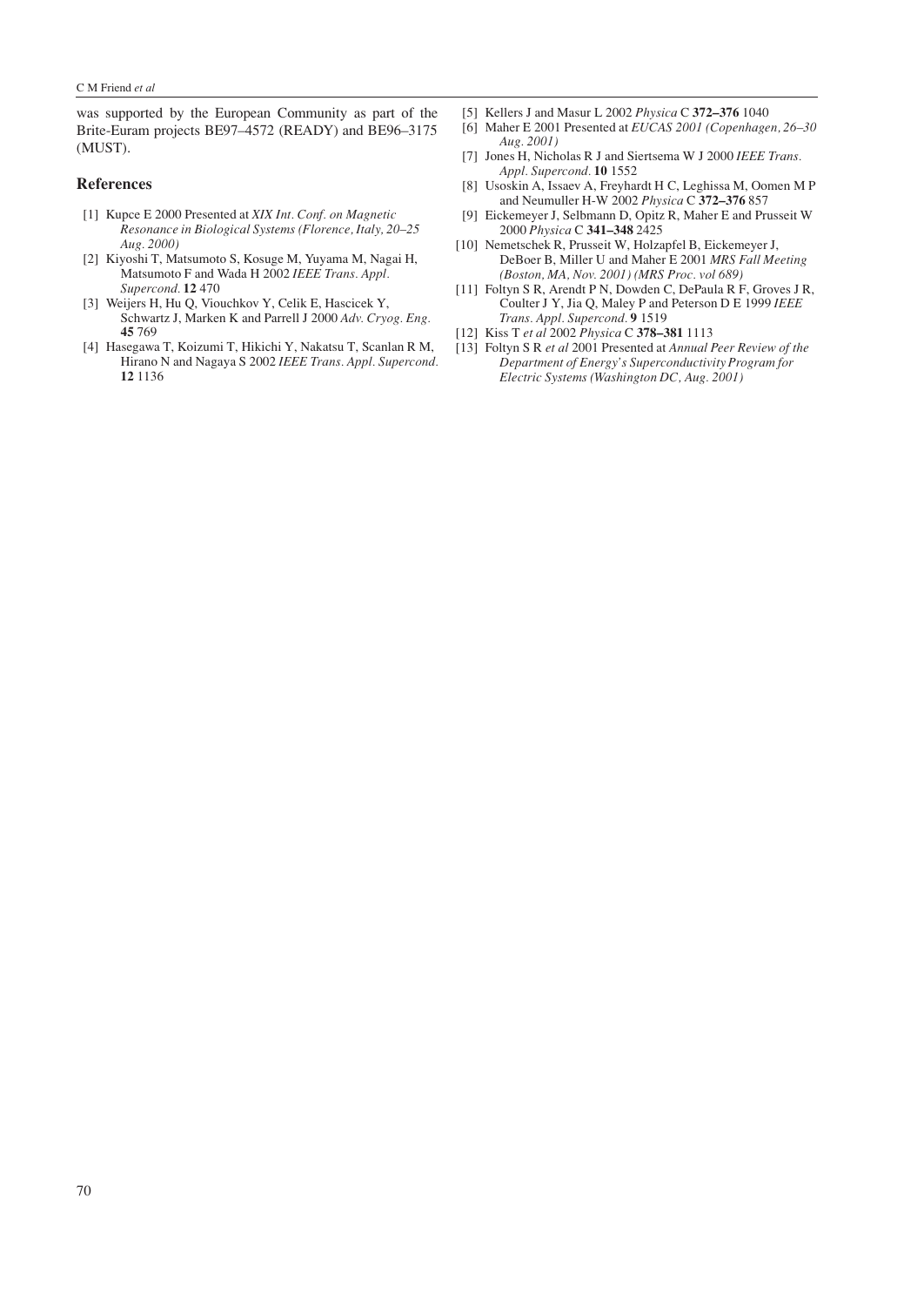was supported by the European Community as part of the Brite-Euram projects BE97–4572 (READY) and BE96–3175 (MUST).

## References

[1] Kupce E 2000 Presented at *XIX Int. Conf. on Magnetic Resonance in Biological Systems (Florence, Italy, 20–25 Aug. 2000)*

[2] Kiyoshi T, Matsumoto S, Kosuge M, Yuyama M, Nagai H, Matsumoto F and Wada H 2002 *IEEE Trans. Appl. Supercond.* **12** 470

[3] Weijers H, Hu Q, Viouchkov Y, Celik E, Hascicek Y, Schwartz J, Marken K and Parrell J 2000 *Adv. Cryog. Eng.* **45** 769

[4] Hasegawa T, Koizumi T, Hikichi Y, Nakatsu T, Scanlan R M, Hirano N and Nagaya S 2002 *IEEE Trans. Appl. Supercond.* **12** 1136

[5] Kellers J and Masur L 2002 *Physica* C **372–376** 1040

[6] Maher E 2001 Presented at *EUCAS 2001 (Copenhagen, 26–30 Aug. 2001)*

[7] Jones H, Nicholas R J and Siertsema W J 2000 *IEEE Trans. Appl. Supercond.* **10** 1552

[8] Usoskin A, Issaev A, Freyhardt H C, Leghissa M, Oomen M P and Neumuller H-W 2002 *Physica* C **372–376** 857

[9] Eickemeyer J, Selbmann D, Opitz R, Maher E and Prusseit W 2000 *Physica* C **341–348** 2425

[10] Nemetschek R, Prusseit W, Holzapfel B, Eickemeyer J, DeBoer B, Miller U and Maher E 2001 *MRS Fall Meeting (Boston, MA, Nov. 2001) (MRS Proc. vol 689)*

[11] Foltyn S R, Arendt P N, Dowden C, DePaula R F, Groves J R, Coulter J Y, Jia Q, Maley P and Peterson D E 1999 *IEEE Trans. Appl. Supercond.* **9** 1519

[12] Kiss T *et al* 2002 *Physica* C **378–381** 1113

[13] Foltyn S R *et al* 2001 Presented at *Annual Peer Review of the Department of Energy's Superconductivity Program for Electric Systems (Washington DC, Aug. 2001)*